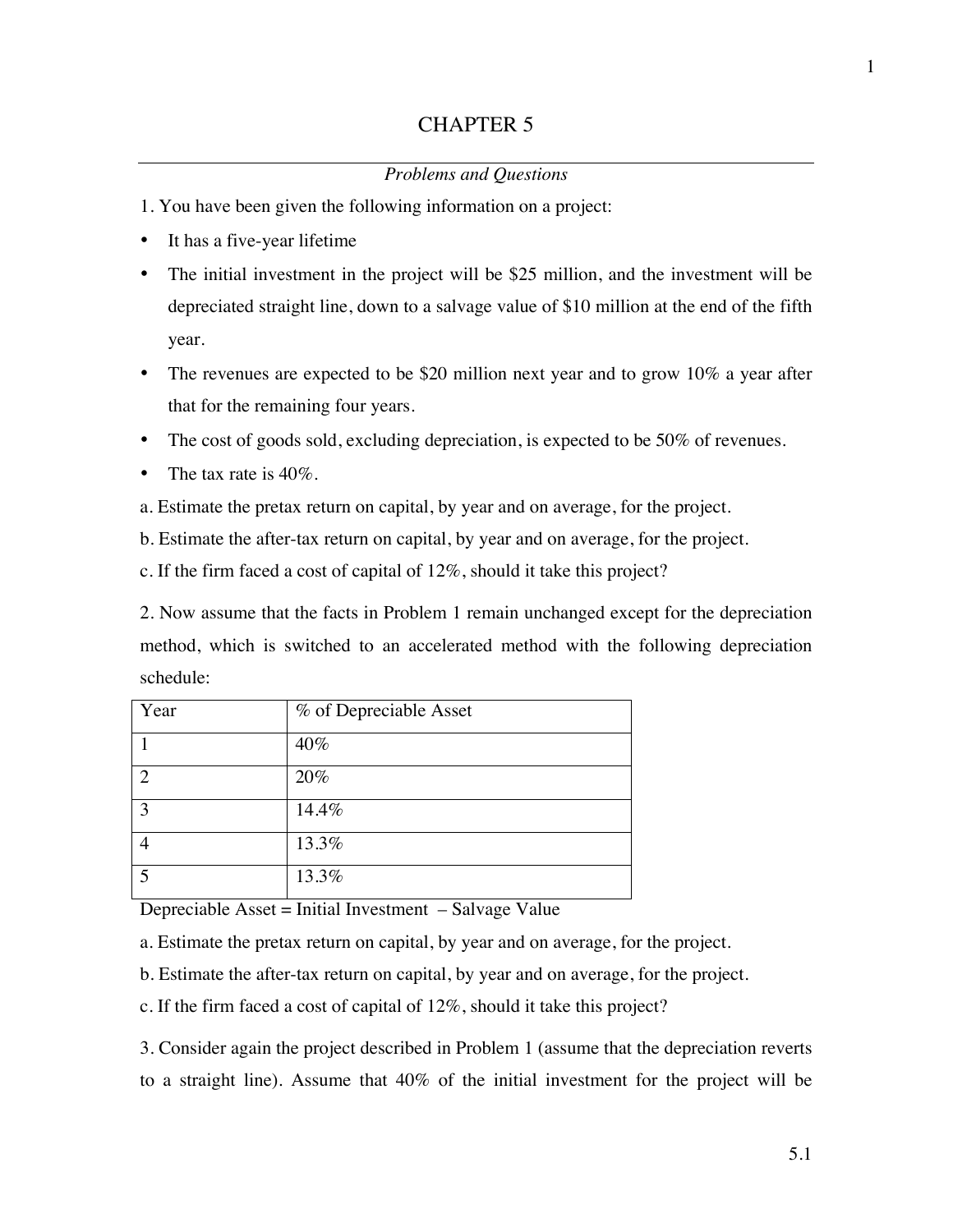# CHAPTER 5

*Problems and Questions*

1. You have been given the following information on a project:

- It has a five-year lifetime
- The initial investment in the project will be $25 million, and the investment will be depreciated straight line, down to a salvage value of $10 million at the end of the fifth year.
- The revenues are expected to be $20 million next year and to grow 10% a year after that for the remaining four years.
- The cost of goods sold, excluding depreciation, is expected to be 50% of revenues.
- The tax rate is 40%.

a. Estimate the pretax return on capital, by year and on average, for the project.

b. Estimate the after-tax return on capital, by year and on average, for the project.

c. If the firm faced a cost of capital of 12%, should it take this project?

2. Now assume that the facts in Problem 1 remain unchanged except for the depreciation method, which is switched to an accelerated method with the following depreciation schedule:

| Year | % of Depreciable Asset |
|---|---|
| 1 | 40% |
| 2 | 20% |
| 3 | 14.4% |
| 4 | 13.3% |
| 5 | 13.3% |

Depreciable Asset = Initial Investment – Salvage Value

a. Estimate the pretax return on capital, by year and on average, for the project.

b. Estimate the after-tax return on capital, by year and on average, for the project.

c. If the firm faced a cost of capital of 12%, should it take this project?

3. Consider again the project described in Problem 1 (assume that the depreciation reverts to a straight line). Assume that 40% of the initial investment for the project will be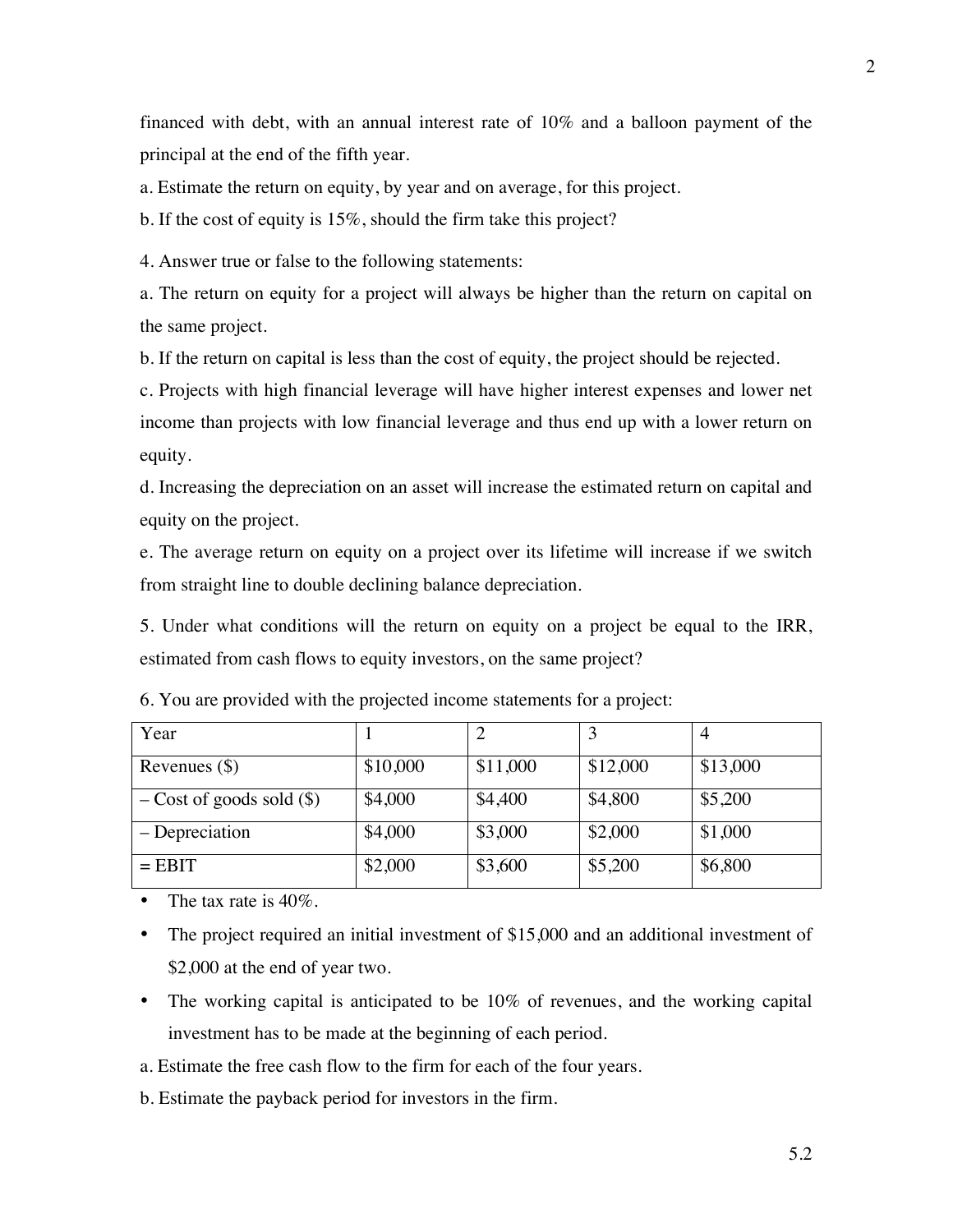financed with debt, with an annual interest rate of 10% and a balloon payment of the principal at the end of the fifth year.

a. Estimate the return on equity, by year and on average, for this project.

b. If the cost of equity is 15%, should the firm take this project?

4. Answer true or false to the following statements:

a. The return on equity for a project will always be higher than the return on capital on the same project.

b. If the return on capital is less than the cost of equity, the project should be rejected.

c. Projects with high financial leverage will have higher interest expenses and lower net income than projects with low financial leverage and thus end up with a lower return on equity.

d. Increasing the depreciation on an asset will increase the estimated return on capital and equity on the project.

e. The average return on equity on a project over its lifetime will increase if we switch from straight line to double declining balance depreciation.

5. Under what conditions will the return on equity on a project be equal to the IRR, estimated from cash flows to equity investors, on the same project?

6. You are provided with the projected income statements for a project:

| Year | 1 | 2 | 3 | 4 |
|---|---|---|---|---|
| Revenues ($) | $10,000 | $11,000 | $12,000 | $13,000 |
| – Cost of goods sold ($) | $4,000 | $4,400 | $4,800 | $5,200 |
| – Depreciation | $4,000 | $3,000 | $2,000 | $1,000 |
| = EBIT | $2,000 | $3,600 | $5,200 | $6,800 |

- The tax rate is 40%.
- The project required an initial investment of $15,000 and an additional investment of $2,000 at the end of year two.
- The working capital is anticipated to be 10% of revenues, and the working capital investment has to be made at the beginning of each period.

a. Estimate the free cash flow to the firm for each of the four years.

b. Estimate the payback period for investors in the firm.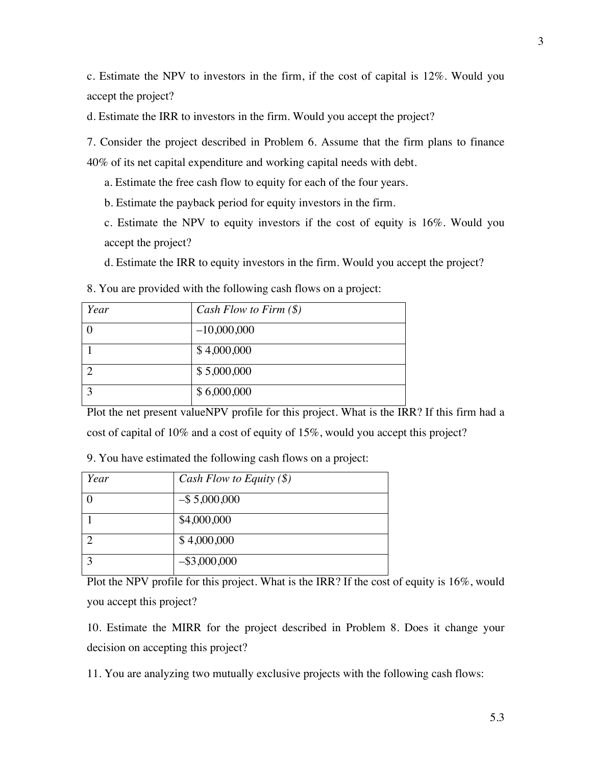c. Estimate the NPV to investors in the firm, if the cost of capital is 12%. Would you accept the project?

d. Estimate the IRR to investors in the firm. Would you accept the project?

7. Consider the project described in Problem 6. Assume that the firm plans to finance 40% of its net capital expenditure and working capital needs with debt.

   a. Estimate the free cash flow to equity for each of the four years.

   b. Estimate the payback period for equity investors in the firm.

   c. Estimate the NPV to equity investors if the cost of equity is 16%. Would you accept the project?

   d. Estimate the IRR to equity investors in the firm. Would you accept the project?

8. You are provided with the following cash flows on a project:

| *Year* | *Cash Flow to Firm ($)* |
|---|---|
| 0 | –10,000,000 |
| 1 | $ 4,000,000 |
| 2 | $ 5,000,000 |
| 3 | $ 6,000,000 |

Plot the net present valueNPV profile for this project. What is the IRR? If this firm had a cost of capital of 10% and a cost of equity of 15%, would you accept this project?

9. You have estimated the following cash flows on a project:

| *Year* | *Cash Flow to Equity ($)* |
|---|---|
| 0 | –$ 5,000,000 |
| 1 | $4,000,000 |
| 2 | $ 4,000,000 |
| 3 | –$3,000,000 |

Plot the NPV profile for this project. What is the IRR? If the cost of equity is 16%, would you accept this project?

10. Estimate the MIRR for the project described in Problem 8. Does it change your decision on accepting this project?

11. You are analyzing two mutually exclusive projects with the following cash flows: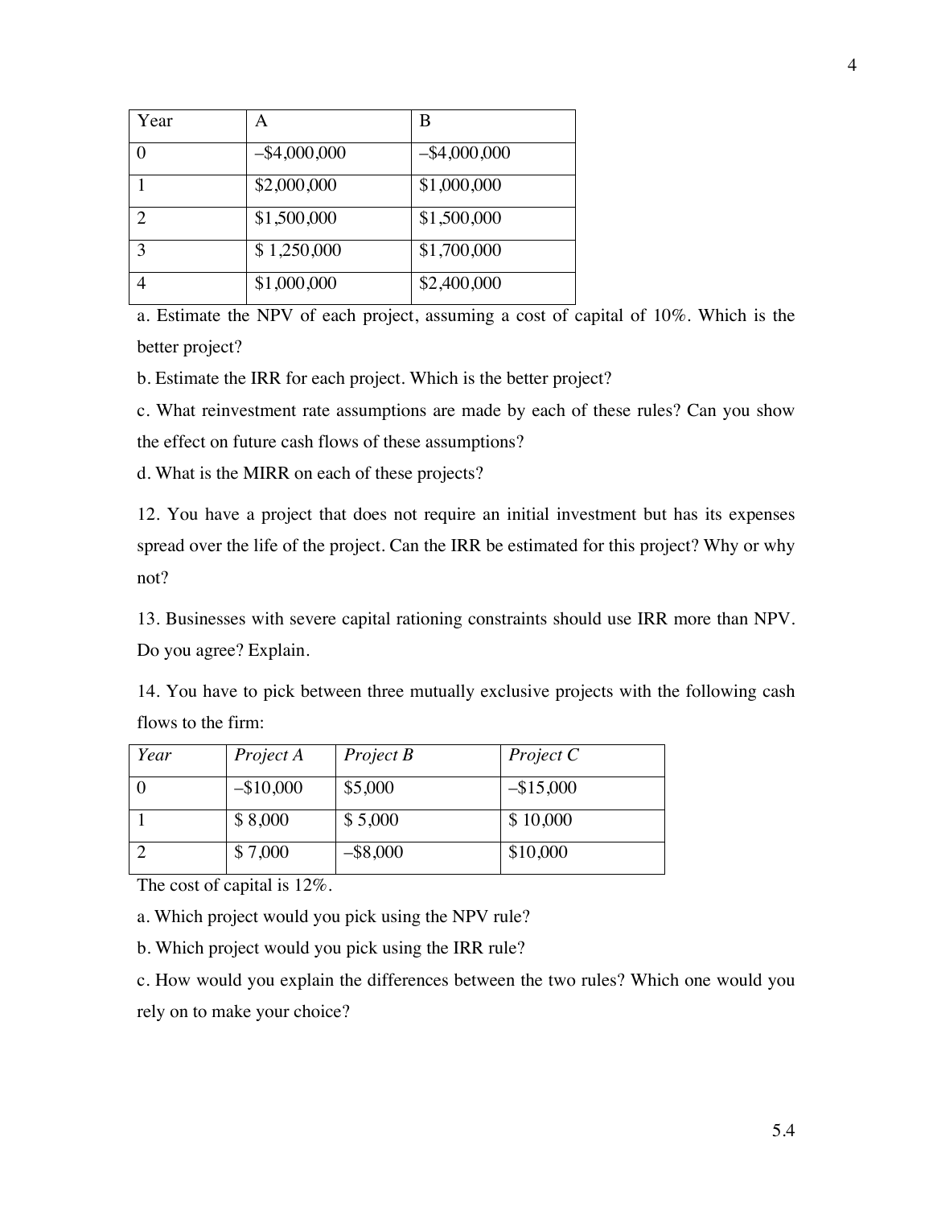| Year | A | B |
|---|---|---|
| 0 | –$4,000,000 | –$4,000,000 |
| 1 | $2,000,000 | $1,000,000 |
| 2 | $1,500,000 | $1,500,000 |
| 3 | $ 1,250,000 | $1,700,000 |
| 4 | $1,000,000 | $2,400,000 |

a. Estimate the NPV of each project, assuming a cost of capital of 10%. Which is the better project?

b. Estimate the IRR for each project. Which is the better project?

c. What reinvestment rate assumptions are made by each of these rules? Can you show the effect on future cash flows of these assumptions?

d. What is the MIRR on each of these projects?

12. You have a project that does not require an initial investment but has its expenses spread over the life of the project. Can the IRR be estimated for this project? Why or why not?

13. Businesses with severe capital rationing constraints should use IRR more than NPV. Do you agree? Explain.

14. You have to pick between three mutually exclusive projects with the following cash flows to the firm:

| *Year* | *Project A* | *Project B* | *Project C* |
|---|---|---|---|
| 0 | –$10,000 | $5,000 | –$15,000 |
| 1 | $ 8,000 | $ 5,000 | $ 10,000 |
| 2 | $ 7,000 | –$8,000 | $10,000 |

The cost of capital is 12%.

a. Which project would you pick using the NPV rule?

b. Which project would you pick using the IRR rule?

c. How would you explain the differences between the two rules? Which one would you rely on to make your choice?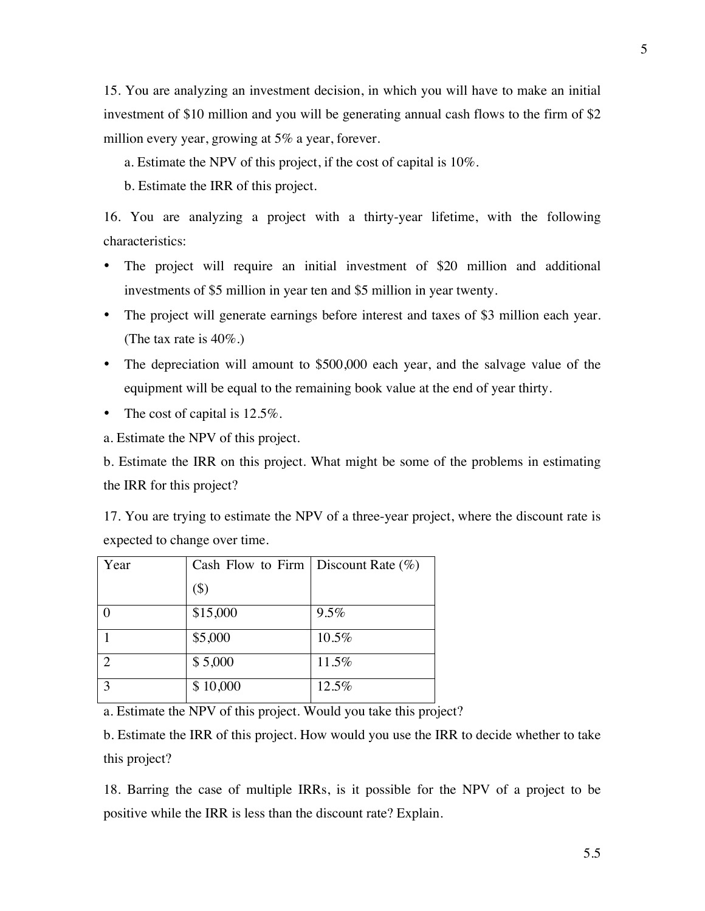15. You are analyzing an investment decision, in which you will have to make an initial investment of $10 million and you will be generating annual cash flows to the firm of $2 million every year, growing at 5% a year, forever.

   a. Estimate the NPV of this project, if the cost of capital is 10%.

   b. Estimate the IRR of this project.

16. You are analyzing a project with a thirty-year lifetime, with the following characteristics:

- The project will require an initial investment of $20 million and additional investments of $5 million in year ten and $5 million in year twenty.
- The project will generate earnings before interest and taxes of $3 million each year. (The tax rate is 40%.)
- The depreciation will amount to $500,000 each year, and the salvage value of the equipment will be equal to the remaining book value at the end of year thirty.
- The cost of capital is 12.5%.

a. Estimate the NPV of this project.

b. Estimate the IRR on this project. What might be some of the problems in estimating the IRR for this project?

17. You are trying to estimate the NPV of a three-year project, where the discount rate is expected to change over time.

| Year | Cash Flow to Firm ($) | Discount Rate (%) |
| --- | --- | --- |
| 0 | $15,000 | 9.5% |
| 1 | $5,000 | 10.5% |
| 2 | $ 5,000 | 11.5% |
| 3 | $ 10,000 | 12.5% |

a. Estimate the NPV of this project. Would you take this project?

b. Estimate the IRR of this project. How would you use the IRR to decide whether to take this project?

18. Barring the case of multiple IRRs, is it possible for the NPV of a project to be positive while the IRR is less than the discount rate? Explain.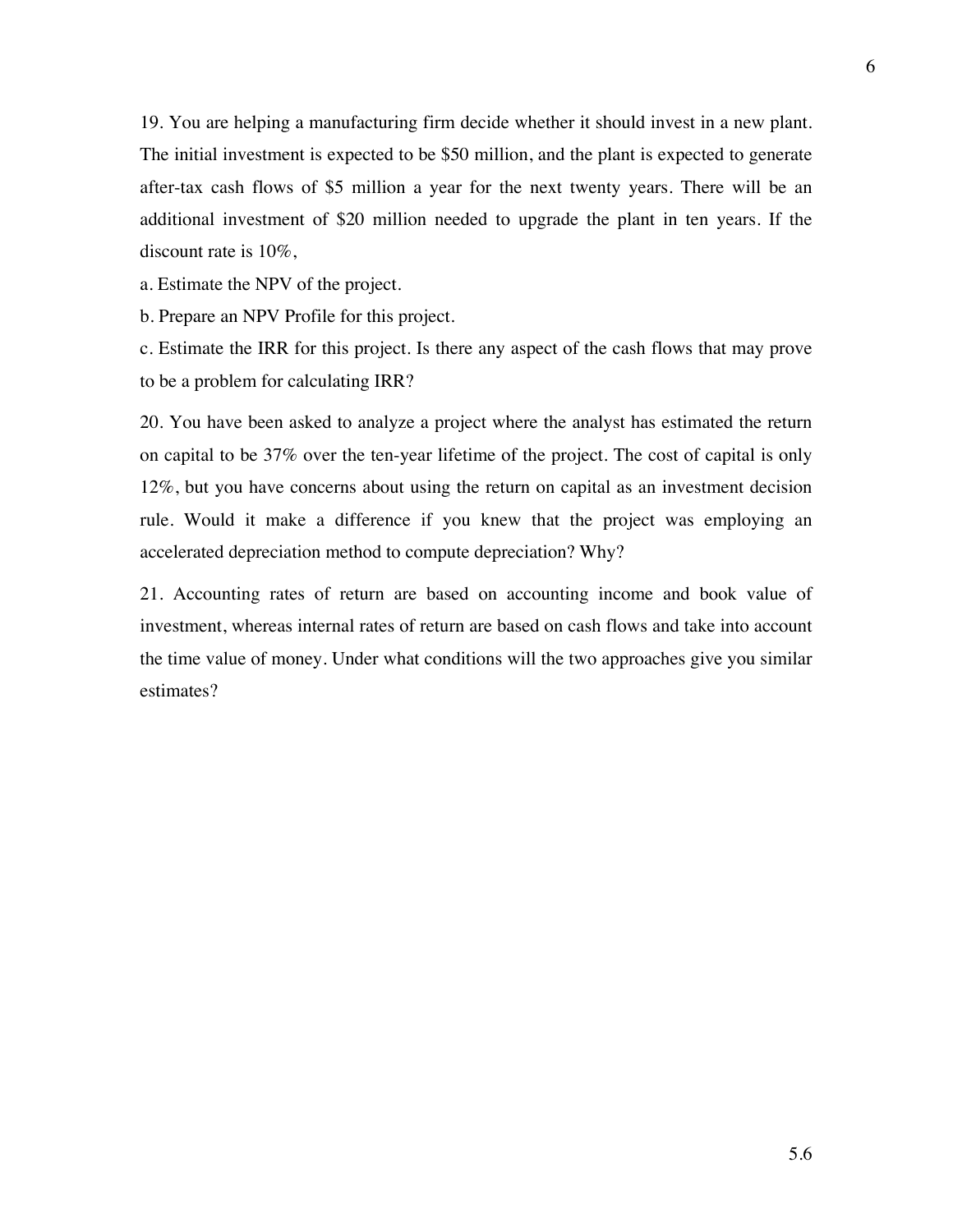19. You are helping a manufacturing firm decide whether it should invest in a new plant. The initial investment is expected to be $50 million, and the plant is expected to generate after-tax cash flows of $5 million a year for the next twenty years. There will be an additional investment of $20 million needed to upgrade the plant in ten years. If the discount rate is 10%,

a. Estimate the NPV of the project.

b. Prepare an NPV Profile for this project.

c. Estimate the IRR for this project. Is there any aspect of the cash flows that may prove to be a problem for calculating IRR?

20. You have been asked to analyze a project where the analyst has estimated the return on capital to be 37% over the ten-year lifetime of the project. The cost of capital is only 12%, but you have concerns about using the return on capital as an investment decision rule. Would it make a difference if you knew that the project was employing an accelerated depreciation method to compute depreciation? Why?

21. Accounting rates of return are based on accounting income and book value of investment, whereas internal rates of return are based on cash flows and take into account the time value of money. Under what conditions will the two approaches give you similar estimates?